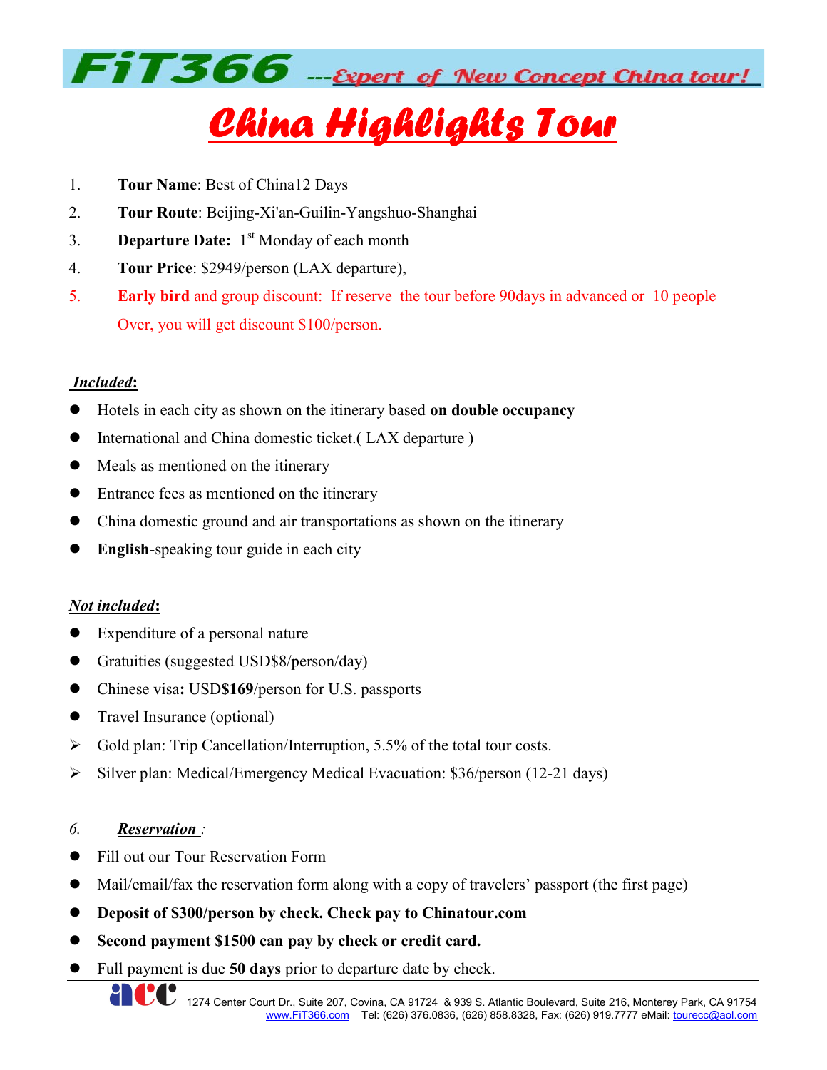**FiT366** ---*Expert of New Concept China tour!*

# China Highlights Tour

1. **Tour Name**: Best of China12 Days
2. **Tour Route**: Beijing-Xi'an-Guilin-Yangshuo-Shanghai
3. **Departure Date:** 1st Monday of each month
4. **Tour Price**: $2949/person (LAX departure),
5. **Early bird** and group discount: If reserve the tour before 90days in advanced or 10 people Over, you will get discount $100/person.

***Included*:**

- Hotels in each city as shown on the itinerary based **on double occupancy**
- International and China domestic ticket.( LAX departure )
- Meals as mentioned on the itinerary
- Entrance fees as mentioned on the itinerary
- China domestic ground and air transportations as shown on the itinerary
- **English**-speaking tour guide in each city

***Not included*:**

- Expenditure of a personal nature
- Gratuities (suggested USD$8/person/day)
- Chinese visa**:** USD**$169**/person for U.S. passports
- Travel Insurance (optional)
  - Gold plan: Trip Cancellation/Interruption, 5.5% of the total tour costs.
  - Silver plan: Medical/Emergency Medical Evacuation: $36/person (12-21 days)

6. ***Reservation*** :

- Fill out our Tour Reservation Form
- Mail/email/fax the reservation form along with a copy of travelers' passport (the first page)
- **Deposit of $300/person by check. Check pay to Chinatour.com**
- **Second payment $1500 can pay by check or credit card.**
- Full payment is due **50 days** prior to departure date by check.

acc 1274 Center Court Dr., Suite 207, Covina, CA 91724 & 939 S. Atlantic Boulevard, Suite 216, Monterey Park, CA 91754
www.FiT366.com Tel: (626) 376.0836, (626) 858.8328, Fax: (626) 919.7777 eMail: tourecc@aol.com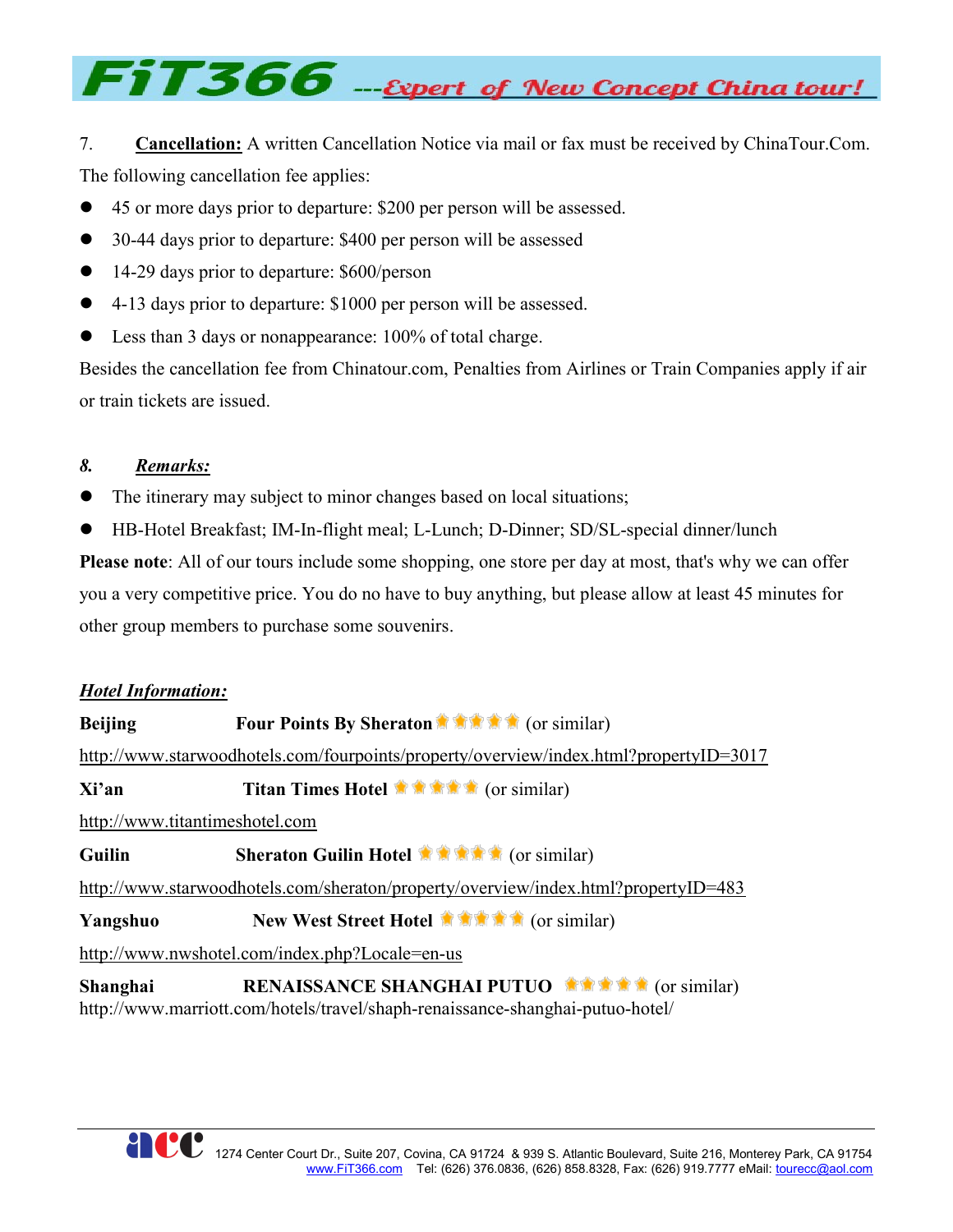7. **Cancellation:** A written Cancellation Notice via mail or fax must be received by ChinaTour.Com. The following cancellation fee applies:

- 45 or more days prior to departure: $200 per person will be assessed.
- 30-44 days prior to departure: $400 per person will be assessed
- 14-29 days prior to departure: $600/person
- 4-13 days prior to departure: $1000 per person will be assessed.
- Less than 3 days or nonappearance: 100% of total charge.

Besides the cancellation fee from Chinatour.com, Penalties from Airlines or Train Companies apply if air or train tickets are issued.

*8.* ***Remarks:***

- The itinerary may subject to minor changes based on local situations;
- HB-Hotel Breakfast; IM-In-flight meal; L-Lunch; D-Dinner; SD/SL-special dinner/lunch

**Please note**: All of our tours include some shopping, one store per day at most, that's why we can offer you a very competitive price. You do no have to buy anything, but please allow at least 45 minutes for other group members to purchase some souvenirs.

***Hotel Information:***

**Beijing** **Four Points By Sheraton** ★★★★★ (or similar)

http://www.starwoodhotels.com/fourpoints/property/overview/index.html?propertyID=3017

**Xi'an** **Titan Times Hotel** ★★★★★ (or similar)

http://www.titantimeshotel.com

**Guilin** **Sheraton Guilin Hotel** ★★★★★ (or similar)

http://www.starwoodhotels.com/sheraton/property/overview/index.html?propertyID=483

**Yangshuo** **New West Street Hotel** ★★★★★ (or similar)

http://www.nwshotel.com/index.php?Locale=en-us

**Shanghai** **RENAISSANCE SHANGHAI PUTUO** ★★★★★ (or similar)
http://www.marriott.com/hotels/travel/shaph-renaissance-shanghai-putuo-hotel/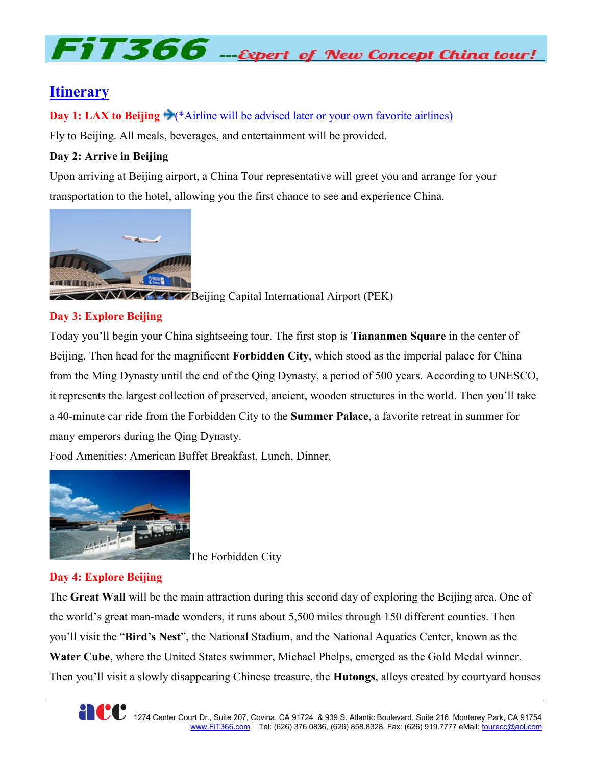## Itinerary

**Day 1: LAX to Beijing** (*Airline will be advised later or your own favorite airlines)

Fly to Beijing. All meals, beverages, and entertainment will be provided.

**Day 2: Arrive in Beijing**

Upon arriving at Beijing airport, a China Tour representative will greet you and arrange for your transportation to the hotel, allowing you the first chance to see and experience China.

Beijing Capital International Airport (PEK)

**Day 3: Explore Beijing**

Today you'll begin your China sightseeing tour. The first stop is **Tiananmen Square** in the center of Beijing. Then head for the magnificent **Forbidden City**, which stood as the imperial palace for China from the Ming Dynasty until the end of the Qing Dynasty, a period of 500 years. According to UNESCO, it represents the largest collection of preserved, ancient, wooden structures in the world. Then you'll take a 40-minute car ride from the Forbidden City to the **Summer Palace**, a favorite retreat in summer for many emperors during the Qing Dynasty.

Food Amenities: American Buffet Breakfast, Lunch, Dinner.

The Forbidden City

**Day 4: Explore Beijing**

The **Great Wall** will be the main attraction during this second day of exploring the Beijing area. One of the world's great man-made wonders, it runs about 5,500 miles through 150 different counties. Then you'll visit the "**Bird's Nest**", the National Stadium, and the National Aquatics Center, known as the **Water Cube**, where the United States swimmer, Michael Phelps, emerged as the Gold Medal winner. Then you'll visit a slowly disappearing Chinese treasure, the **Hutongs**, alleys created by courtyard houses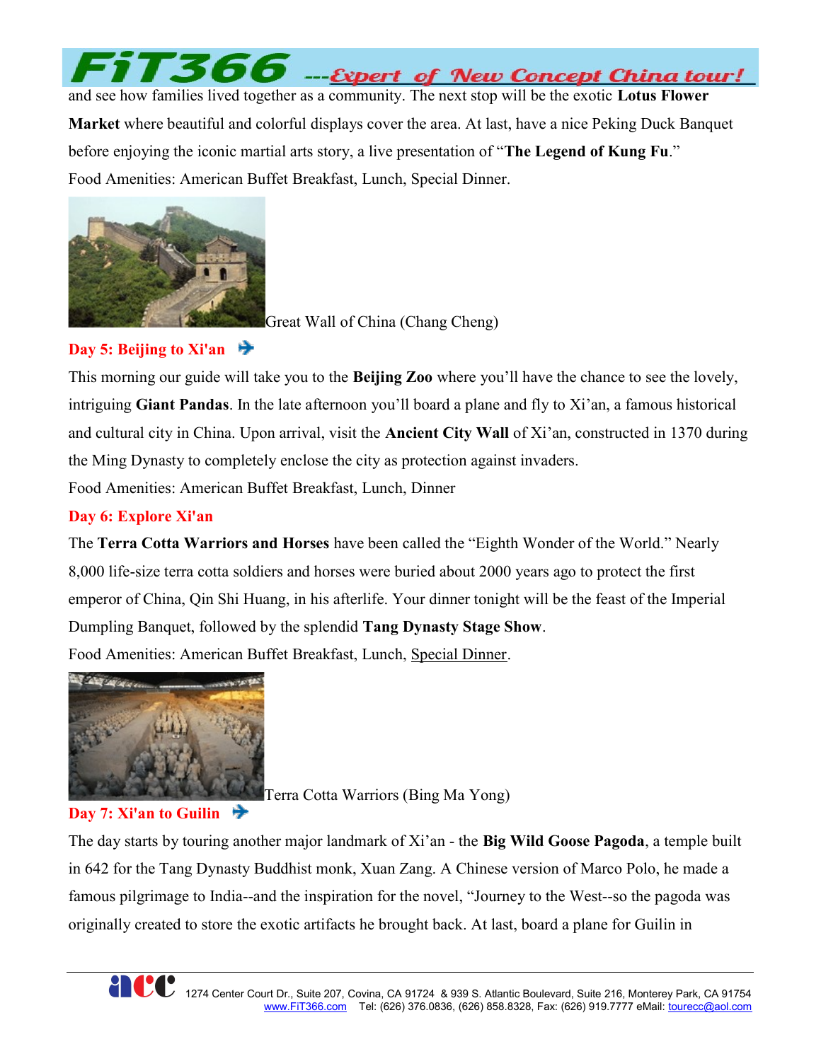and see how families lived together as a community. The next stop will be the exotic **Lotus Flower Market** where beautiful and colorful displays cover the area. At last, have a nice Peking Duck Banquet before enjoying the iconic martial arts story, a live presentation of "**The Legend of Kung Fu**."

Food Amenities: American Buffet Breakfast, Lunch, Special Dinner.

Great Wall of China (Chang Cheng)

## Day 5: Beijing to Xi'an

This morning our guide will take you to the **Beijing Zoo** where you'll have the chance to see the lovely, intriguing **Giant Pandas**. In the late afternoon you'll board a plane and fly to Xi'an, a famous historical and cultural city in China. Upon arrival, visit the **Ancient City Wall** of Xi'an, constructed in 1370 during the Ming Dynasty to completely enclose the city as protection against invaders.

Food Amenities: American Buffet Breakfast, Lunch, Dinner

## Day 6: Explore Xi'an

The **Terra Cotta Warriors and Horses** have been called the "Eighth Wonder of the World." Nearly 8,000 life-size terra cotta soldiers and horses were buried about 2000 years ago to protect the first emperor of China, Qin Shi Huang, in his afterlife. Your dinner tonight will be the feast of the Imperial Dumpling Banquet, followed by the splendid **Tang Dynasty Stage Show**.

Food Amenities: American Buffet Breakfast, Lunch, Special Dinner.

Terra Cotta Warriors (Bing Ma Yong)

## Day 7: Xi'an to Guilin

The day starts by touring another major landmark of Xi'an - the **Big Wild Goose Pagoda**, a temple built in 642 for the Tang Dynasty Buddhist monk, Xuan Zang. A Chinese version of Marco Polo, he made a famous pilgrimage to India--and the inspiration for the novel, "Journey to the West--so the pagoda was originally created to store the exotic artifacts he brought back. At last, board a plane for Guilin in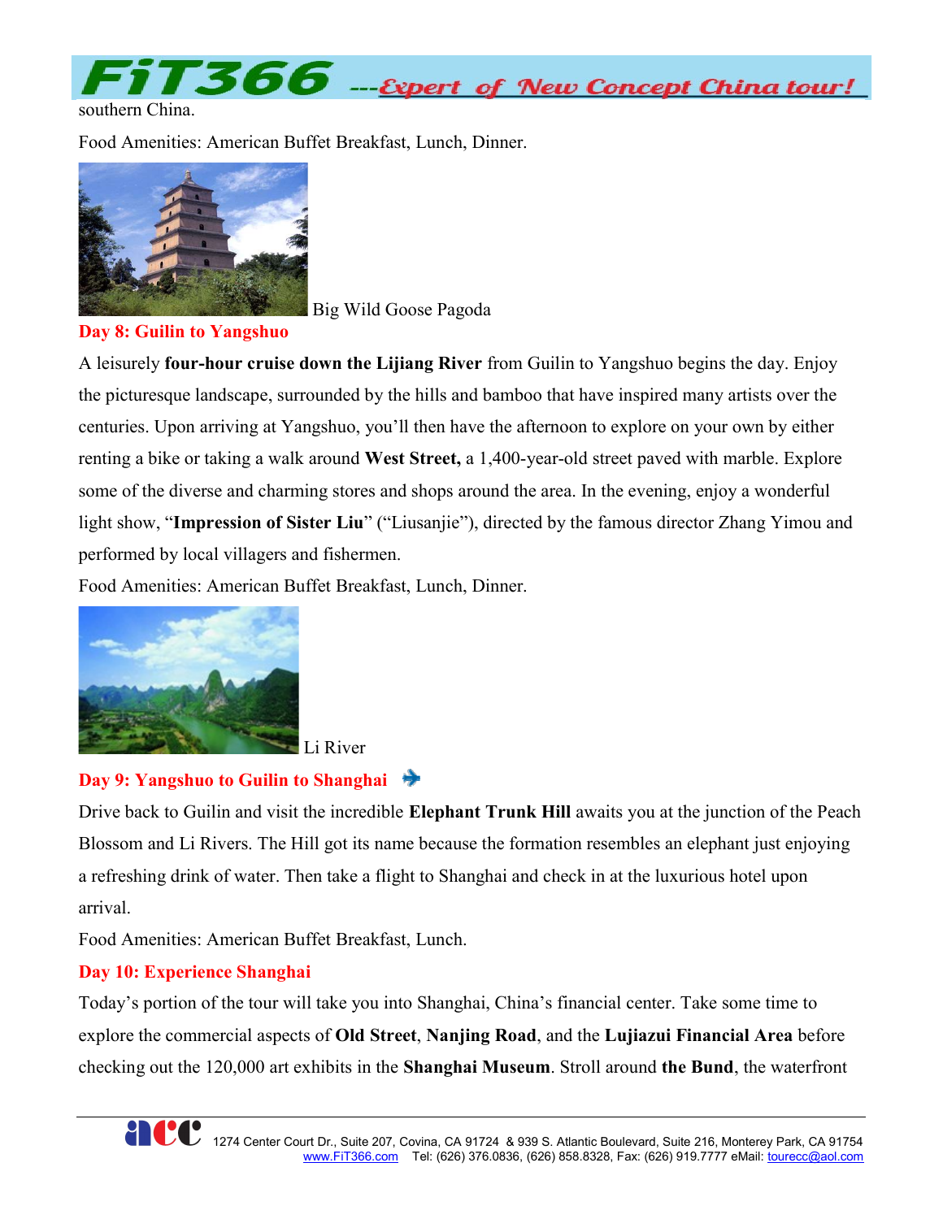southern China.

Food Amenities: American Buffet Breakfast, Lunch, Dinner.

Big Wild Goose Pagoda

**Day 8: Guilin to Yangshuo**

A leisurely **four-hour cruise down the Lijiang River** from Guilin to Yangshuo begins the day. Enjoy the picturesque landscape, surrounded by the hills and bamboo that have inspired many artists over the centuries. Upon arriving at Yangshuo, you'll then have the afternoon to explore on your own by either renting a bike or taking a walk around **West Street,** a 1,400-year-old street paved with marble. Explore some of the diverse and charming stores and shops around the area. In the evening, enjoy a wonderful light show, "**Impression of Sister Liu**" ("Liusanjie"), directed by the famous director Zhang Yimou and performed by local villagers and fishermen.

Food Amenities: American Buffet Breakfast, Lunch, Dinner.

Li River

**Day 9: Yangshuo to Guilin to Shanghai**

Drive back to Guilin and visit the incredible **Elephant Trunk Hill** awaits you at the junction of the Peach Blossom and Li Rivers. The Hill got its name because the formation resembles an elephant just enjoying a refreshing drink of water. Then take a flight to Shanghai and check in at the luxurious hotel upon arrival.

Food Amenities: American Buffet Breakfast, Lunch.

**Day 10: Experience Shanghai**

Today's portion of the tour will take you into Shanghai, China's financial center. Take some time to explore the commercial aspects of **Old Street**, **Nanjing Road**, and the **Lujiazui Financial Area** before checking out the 120,000 art exhibits in the **Shanghai Museum**. Stroll around **the Bund**, the waterfront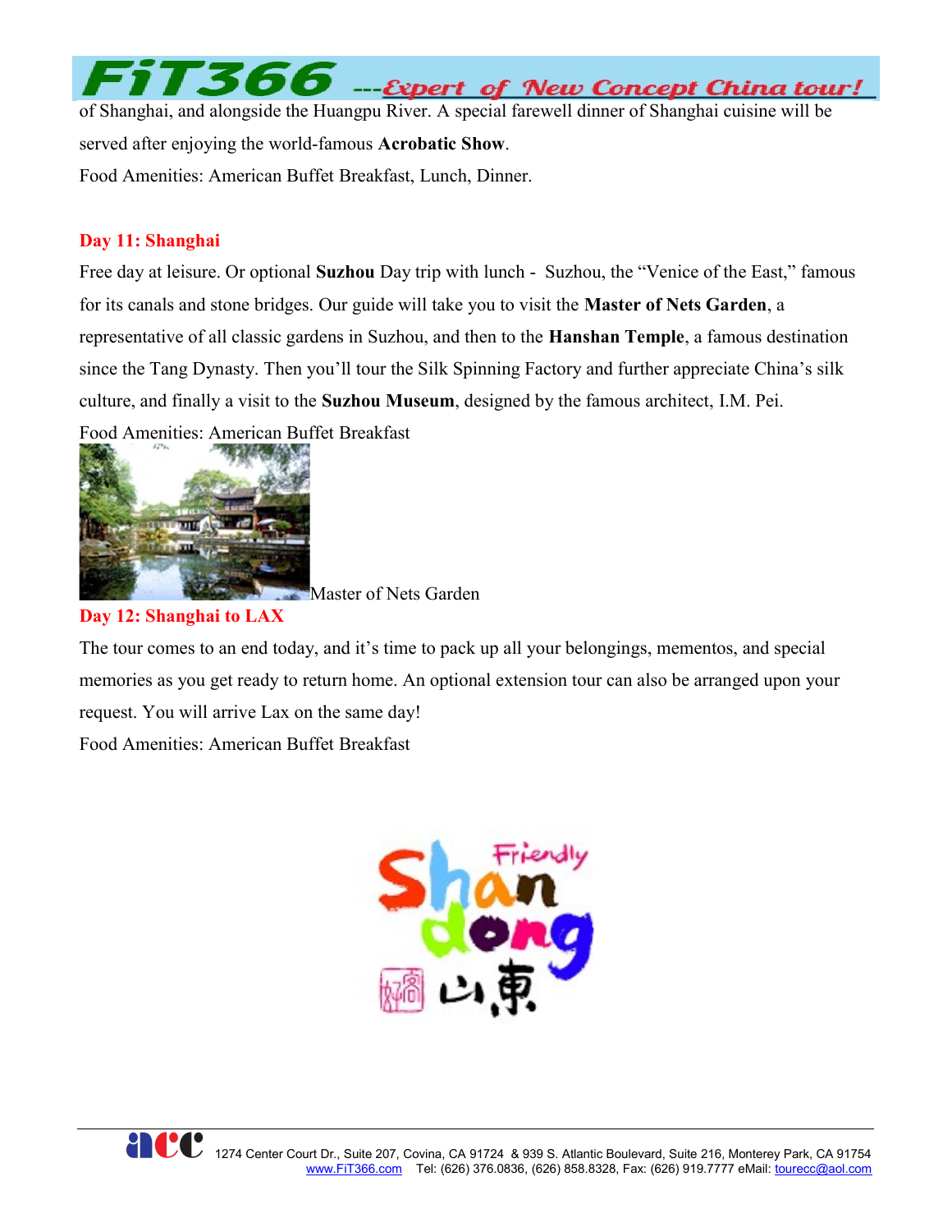of Shanghai, and alongside the Huangpu River. A special farewell dinner of Shanghai cuisine will be served after enjoying the world-famous **Acrobatic Show**.

Food Amenities: American Buffet Breakfast, Lunch, Dinner.

## Day 11: Shanghai

Free day at leisure. Or optional **Suzhou** Day trip with lunch - Suzhou, the "Venice of the East," famous for its canals and stone bridges. Our guide will take you to visit the **Master of Nets Garden**, a representative of all classic gardens in Suzhou, and then to the **Hanshan Temple**, a famous destination since the Tang Dynasty. Then you'll tour the Silk Spinning Factory and further appreciate China's silk culture, and finally a visit to the **Suzhou Museum**, designed by the famous architect, I.M. Pei.

Food Amenities: American Buffet Breakfast

Master of Nets Garden

## Day 12: Shanghai to LAX

The tour comes to an end today, and it's time to pack up all your belongings, mementos, and special memories as you get ready to return home. An optional extension tour can also be arranged upon your request. You will arrive Lax on the same day!

Food Amenities: American Buffet Breakfast